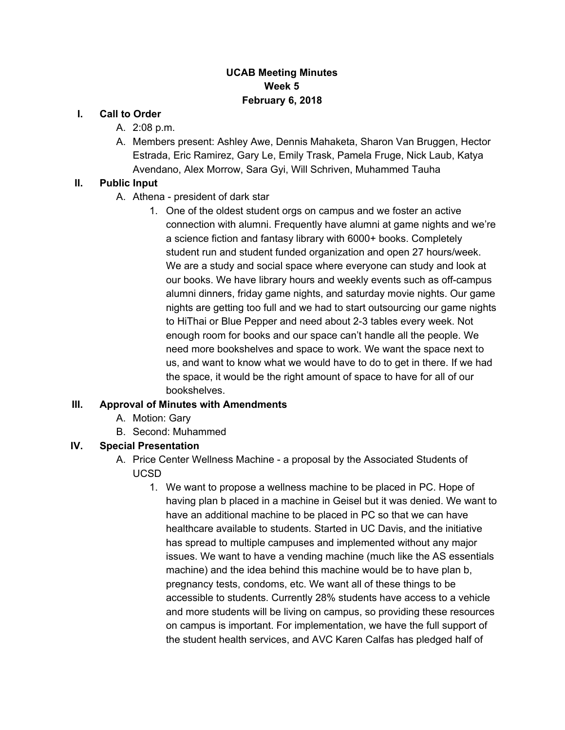# UCAB Meeting Minutes
## Week 5
## February 6, 2018

**I. Call to Order**

A. 2:08 p.m.

A. Members present: Ashley Awe, Dennis Mahaketa, Sharon Van Bruggen, Hector Estrada, Eric Ramirez, Gary Le, Emily Trask, Pamela Fruge, Nick Laub, Katya Avendano, Alex Morrow, Sara Gyi, Will Schriven, Muhammed Tauha

**II. Public Input**

A. Athena - president of dark star

1. One of the oldest student orgs on campus and we foster an active connection with alumni. Frequently have alumni at game nights and we're a science fiction and fantasy library with 6000+ books. Completely student run and student funded organization and open 27 hours/week. We are a study and social space where everyone can study and look at our books. We have library hours and weekly events such as off-campus alumni dinners, friday game nights, and saturday movie nights. Our game nights are getting too full and we had to start outsourcing our game nights to HiThai or Blue Pepper and need about 2-3 tables every week. Not enough room for books and our space can't handle all the people. We need more bookshelves and space to work. We want the space next to us, and want to know what we would have to do to get in there. If we had the space, it would be the right amount of space to have for all of our bookshelves.

**III. Approval of Minutes with Amendments**

A. Motion: Gary

B. Second: Muhammed

**IV. Special Presentation**

A. Price Center Wellness Machine - a proposal by the Associated Students of UCSD

1. We want to propose a wellness machine to be placed in PC. Hope of having plan b placed in a machine in Geisel but it was denied. We want to have an additional machine to be placed in PC so that we can have healthcare available to students. Started in UC Davis, and the initiative has spread to multiple campuses and implemented without any major issues. We want to have a vending machine (much like the AS essentials machine) and the idea behind this machine would be to have plan b, pregnancy tests, condoms, etc. We want all of these things to be accessible to students. Currently 28% students have access to a vehicle and more students will be living on campus, so providing these resources on campus is important. For implementation, we have the full support of the student health services, and AVC Karen Calfas has pledged half of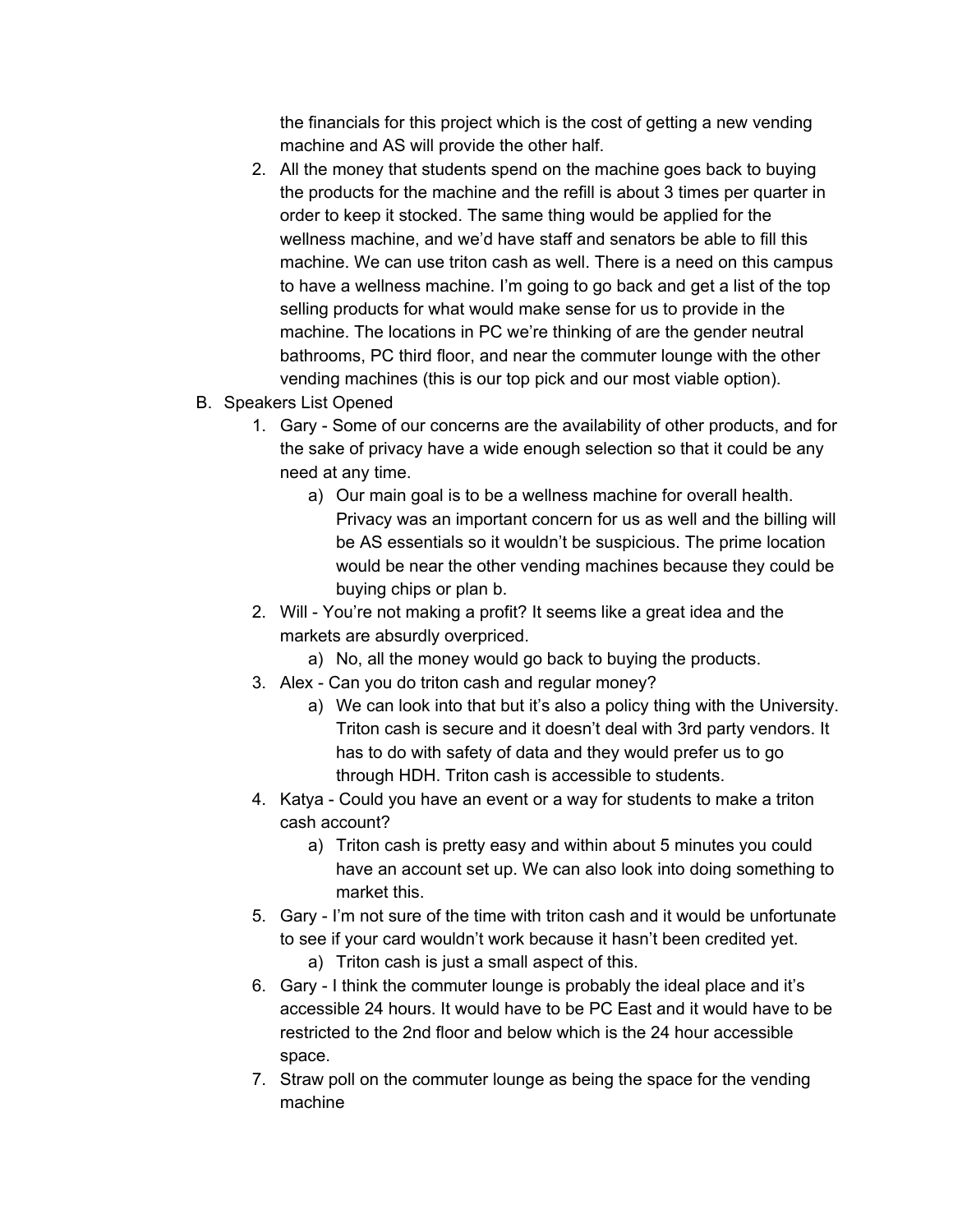the financials for this project which is the cost of getting a new vending machine and AS will provide the other half.

2. All the money that students spend on the machine goes back to buying the products for the machine and the refill is about 3 times per quarter in order to keep it stocked. The same thing would be applied for the wellness machine, and we'd have staff and senators be able to fill this machine. We can use triton cash as well. There is a need on this campus to have a wellness machine. I'm going to go back and get a list of the top selling products for what would make sense for us to provide in the machine. The locations in PC we're thinking of are the gender neutral bathrooms, PC third floor, and near the commuter lounge with the other vending machines (this is our top pick and our most viable option).

B. Speakers List Opened

1. Gary - Some of our concerns are the availability of other products, and for the sake of privacy have a wide enough selection so that it could be any need at any time.
   a) Our main goal is to be a wellness machine for overall health. Privacy was an important concern for us as well and the billing will be AS essentials so it wouldn't be suspicious. The prime location would be near the other vending machines because they could be buying chips or plan b.
2. Will - You're not making a profit? It seems like a great idea and the markets are absurdly overpriced.
   a) No, all the money would go back to buying the products.
3. Alex - Can you do triton cash and regular money?
   a) We can look into that but it's also a policy thing with the University. Triton cash is secure and it doesn't deal with 3rd party vendors. It has to do with safety of data and they would prefer us to go through HDH. Triton cash is accessible to students.
4. Katya - Could you have an event or a way for students to make a triton cash account?
   a) Triton cash is pretty easy and within about 5 minutes you could have an account set up. We can also look into doing something to market this.
5. Gary - I'm not sure of the time with triton cash and it would be unfortunate to see if your card wouldn't work because it hasn't been credited yet.
   a) Triton cash is just a small aspect of this.
6. Gary - I think the commuter lounge is probably the ideal place and it's accessible 24 hours. It would have to be PC East and it would have to be restricted to the 2nd floor and below which is the 24 hour accessible space.
7. Straw poll on the commuter lounge as being the space for the vending machine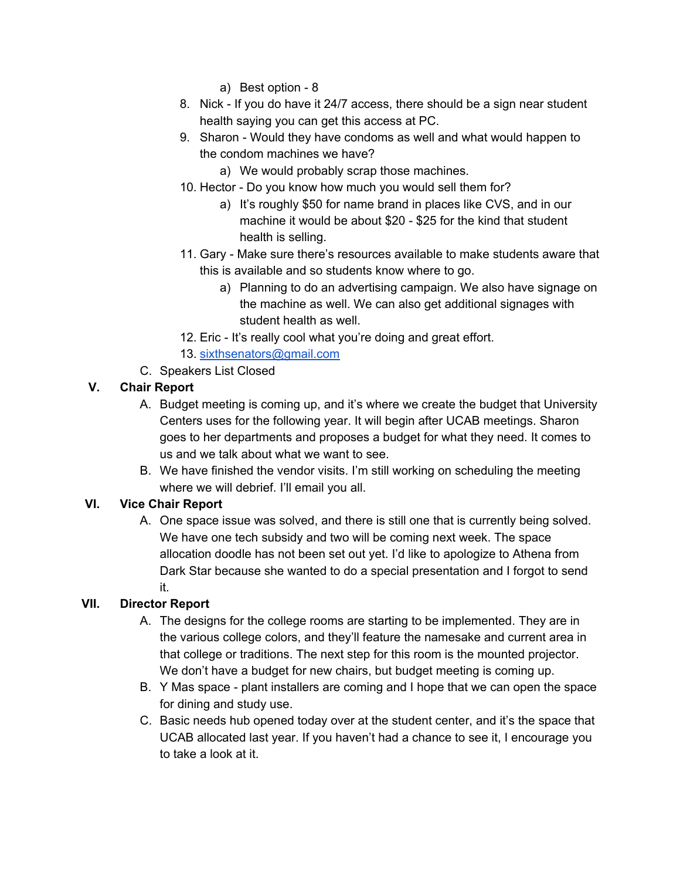a) Best option - 8

8. Nick - If you do have it 24/7 access, there should be a sign near student health saying you can get this access at PC.
9. Sharon - Would they have condoms as well and what would happen to the condom machines we have?
    a) We would probably scrap those machines.
10. Hector - Do you know how much you would sell them for?
    a) It's roughly $50 for name brand in places like CVS, and in our machine it would be about $20 - $25 for the kind that student health is selling.
11. Gary - Make sure there's resources available to make students aware that this is available and so students know where to go.
    a) Planning to do an advertising campaign. We also have signage on the machine as well. We can also get additional signages with student health as well.
12. Eric - It's really cool what you're doing and great effort.
13. [sixthsenators@gmail.com](mailto:sixthsenators@gmail.com)

C. Speakers List Closed

## V. Chair Report

A. Budget meeting is coming up, and it's where we create the budget that University Centers uses for the following year. It will begin after UCAB meetings. Sharon goes to her departments and proposes a budget for what they need. It comes to us and we talk about what we want to see.

B. We have finished the vendor visits. I'm still working on scheduling the meeting where we will debrief. I'll email you all.

## VI. Vice Chair Report

A. One space issue was solved, and there is still one that is currently being solved. We have one tech subsidy and two will be coming next week. The space allocation doodle has not been set out yet. I'd like to apologize to Athena from Dark Star because she wanted to do a special presentation and I forgot to send it.

## VII. Director Report

A. The designs for the college rooms are starting to be implemented. They are in the various college colors, and they'll feature the namesake and current area in that college or traditions. The next step for this room is the mounted projector. We don't have a budget for new chairs, but budget meeting is coming up.

B. Y Mas space - plant installers are coming and I hope that we can open the space for dining and study use.

C. Basic needs hub opened today over at the student center, and it's the space that UCAB allocated last year. If you haven't had a chance to see it, I encourage you to take a look at it.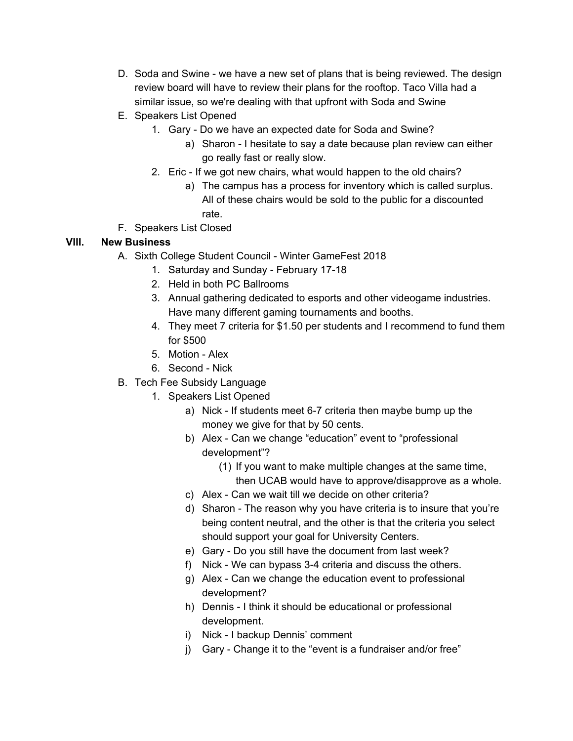D. Soda and Swine - we have a new set of plans that is being reviewed. The design review board will have to review their plans for the rooftop. Taco Villa had a similar issue, so we're dealing with that upfront with Soda and Swine

E. Speakers List Opened
   1. Gary - Do we have an expected date for Soda and Swine?
      a) Sharon - I hesitate to say a date because plan review can either go really fast or really slow.
   2. Eric - If we got new chairs, what would happen to the old chairs?
      a) The campus has a process for inventory which is called surplus. All of these chairs would be sold to the public for a discounted rate.

F. Speakers List Closed

## VIII. New Business

A. Sixth College Student Council - Winter GameFest 2018
   1. Saturday and Sunday - February 17-18
   2. Held in both PC Ballrooms
   3. Annual gathering dedicated to esports and other videogame industries. Have many different gaming tournaments and booths.
   4. They meet 7 criteria for $1.50 per students and I recommend to fund them for $500
   5. Motion - Alex
   6. Second - Nick

B. Tech Fee Subsidy Language
   1. Speakers List Opened
      a) Nick - If students meet 6-7 criteria then maybe bump up the money we give for that by 50 cents.
      b) Alex - Can we change "education" event to "professional development"?
         (1) If you want to make multiple changes at the same time, then UCAB would have to approve/disapprove as a whole.
      c) Alex - Can we wait till we decide on other criteria?
      d) Sharon - The reason why you have criteria is to insure that you're being content neutral, and the other is that the criteria you select should support your goal for University Centers.
      e) Gary - Do you still have the document from last week?
      f) Nick - We can bypass 3-4 criteria and discuss the others.
      g) Alex - Can we change the education event to professional development?
      h) Dennis - I think it should be educational or professional development.
      i) Nick - I backup Dennis' comment
      j) Gary - Change it to the "event is a fundraiser and/or free"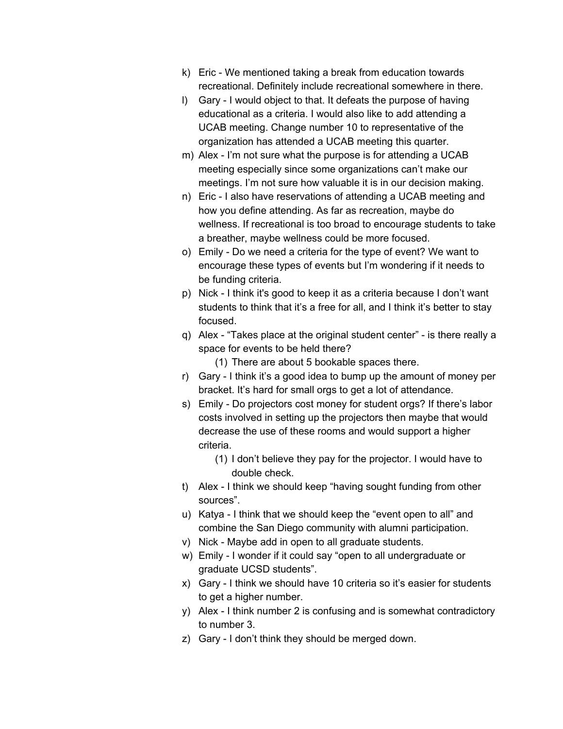k) Eric - We mentioned taking a break from education towards recreational. Definitely include recreational somewhere in there.

l) Gary - I would object to that. It defeats the purpose of having educational as a criteria. I would also like to add attending a UCAB meeting. Change number 10 to representative of the organization has attended a UCAB meeting this quarter.

m) Alex - I'm not sure what the purpose is for attending a UCAB meeting especially since some organizations can't make our meetings. I'm not sure how valuable it is in our decision making.

n) Eric - I also have reservations of attending a UCAB meeting and how you define attending. As far as recreation, maybe do wellness. If recreational is too broad to encourage students to take a breather, maybe wellness could be more focused.

o) Emily - Do we need a criteria for the type of event? We want to encourage these types of events but I'm wondering if it needs to be funding criteria.

p) Nick - I think it's good to keep it as a criteria because I don't want students to think that it's a free for all, and I think it's better to stay focused.

q) Alex - "Takes place at the original student center" - is there really a space for events to be held there?

    (1) There are about 5 bookable spaces there.

r) Gary - I think it's a good idea to bump up the amount of money per bracket. It's hard for small orgs to get a lot of attendance.

s) Emily - Do projectors cost money for student orgs? If there's labor costs involved in setting up the projectors then maybe that would decrease the use of these rooms and would support a higher criteria.

    (1) I don't believe they pay for the projector. I would have to double check.

t) Alex - I think we should keep "having sought funding from other sources".

u) Katya - I think that we should keep the "event open to all" and combine the San Diego community with alumni participation.

v) Nick - Maybe add in open to all graduate students.

w) Emily - I wonder if it could say "open to all undergraduate or graduate UCSD students".

x) Gary - I think we should have 10 criteria so it's easier for students to get a higher number.

y) Alex - I think number 2 is confusing and is somewhat contradictory to number 3.

z) Gary - I don't think they should be merged down.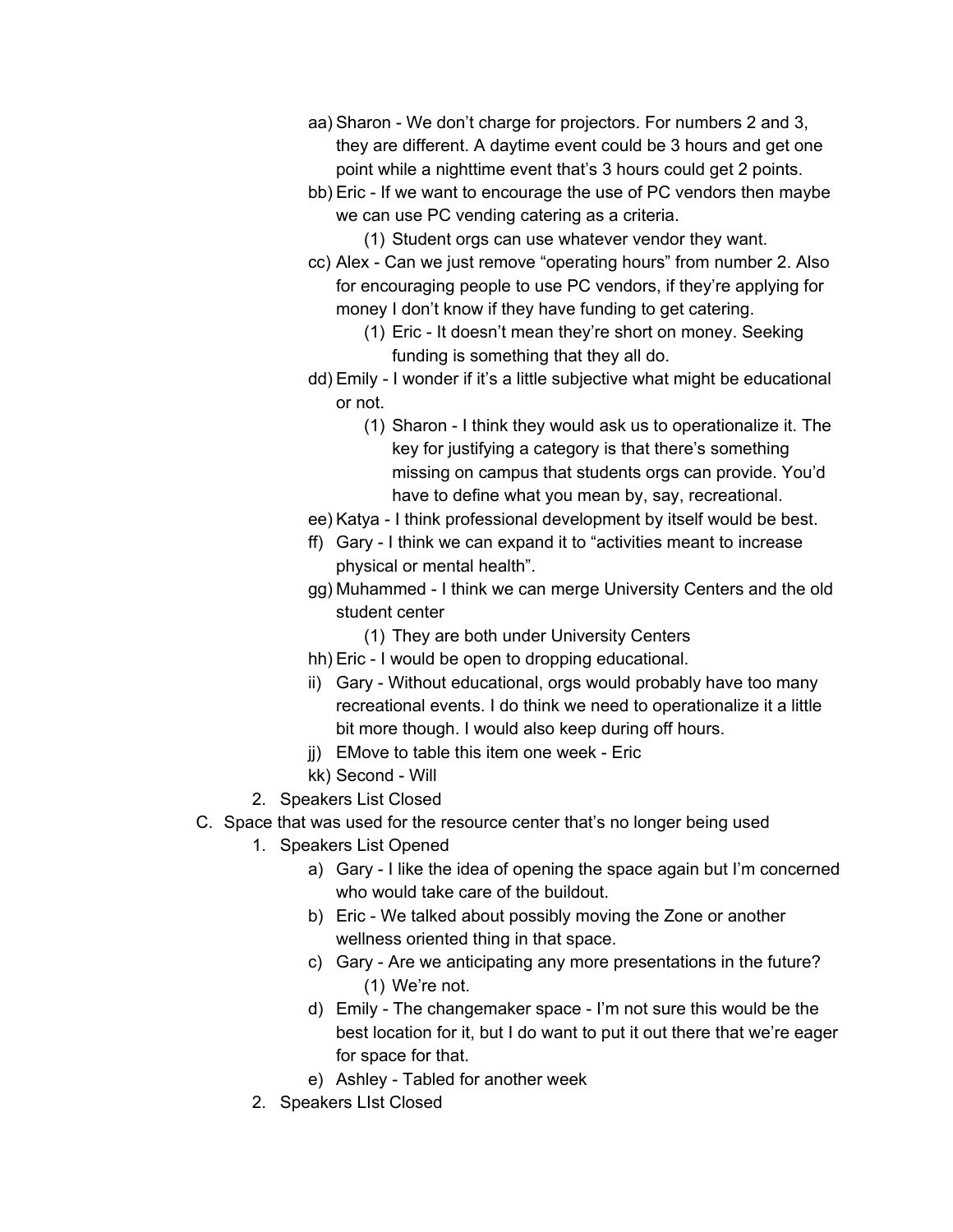- aa) Sharon - We don't charge for projectors. For numbers 2 and 3, they are different. A daytime event could be 3 hours and get one point while a nighttime event that's 3 hours could get 2 points.
    - bb) Eric - If we want to encourage the use of PC vendors then maybe we can use PC vending catering as a criteria.
      - (1) Student orgs can use whatever vendor they want.
    - cc) Alex - Can we just remove "operating hours" from number 2. Also for encouraging people to use PC vendors, if they're applying for money I don't know if they have funding to get catering.
      - (1) Eric - It doesn't mean they're short on money. Seeking funding is something that they all do.
    - dd) Emily - I wonder if it's a little subjective what might be educational or not.
      - (1) Sharon - I think they would ask us to operationalize it. The key for justifying a category is that there's something missing on campus that students orgs can provide. You'd have to define what you mean by, say, recreational.
    - ee) Katya - I think professional development by itself would be best.
    - ff) Gary - I think we can expand it to "activities meant to increase physical or mental health".
    - gg) Muhammed - I think we can merge University Centers and the old student center
      - (1) They are both under University Centers
    - hh) Eric - I would be open to dropping educational.
    - ii) Gary - Without educational, orgs would probably have too many recreational events. I do think we need to operationalize it a little bit more though. I would also keep during off hours.
    - jj) EMove to table this item one week - Eric
    - kk) Second - Will
  2. Speakers List Closed

C. Space that was used for the resource center that's no longer being used
  1. Speakers List Opened
    - a) Gary - I like the idea of opening the space again but I'm concerned who would take care of the buildout.
    - b) Eric - We talked about possibly moving the Zone or another wellness oriented thing in that space.
    - c) Gary - Are we anticipating any more presentations in the future?
      - (1) We're not.
    - d) Emily - The changemaker space - I'm not sure this would be the best location for it, but I do want to put it out there that we're eager for space for that.
    - e) Ashley - Tabled for another week
  2. Speakers LIst Closed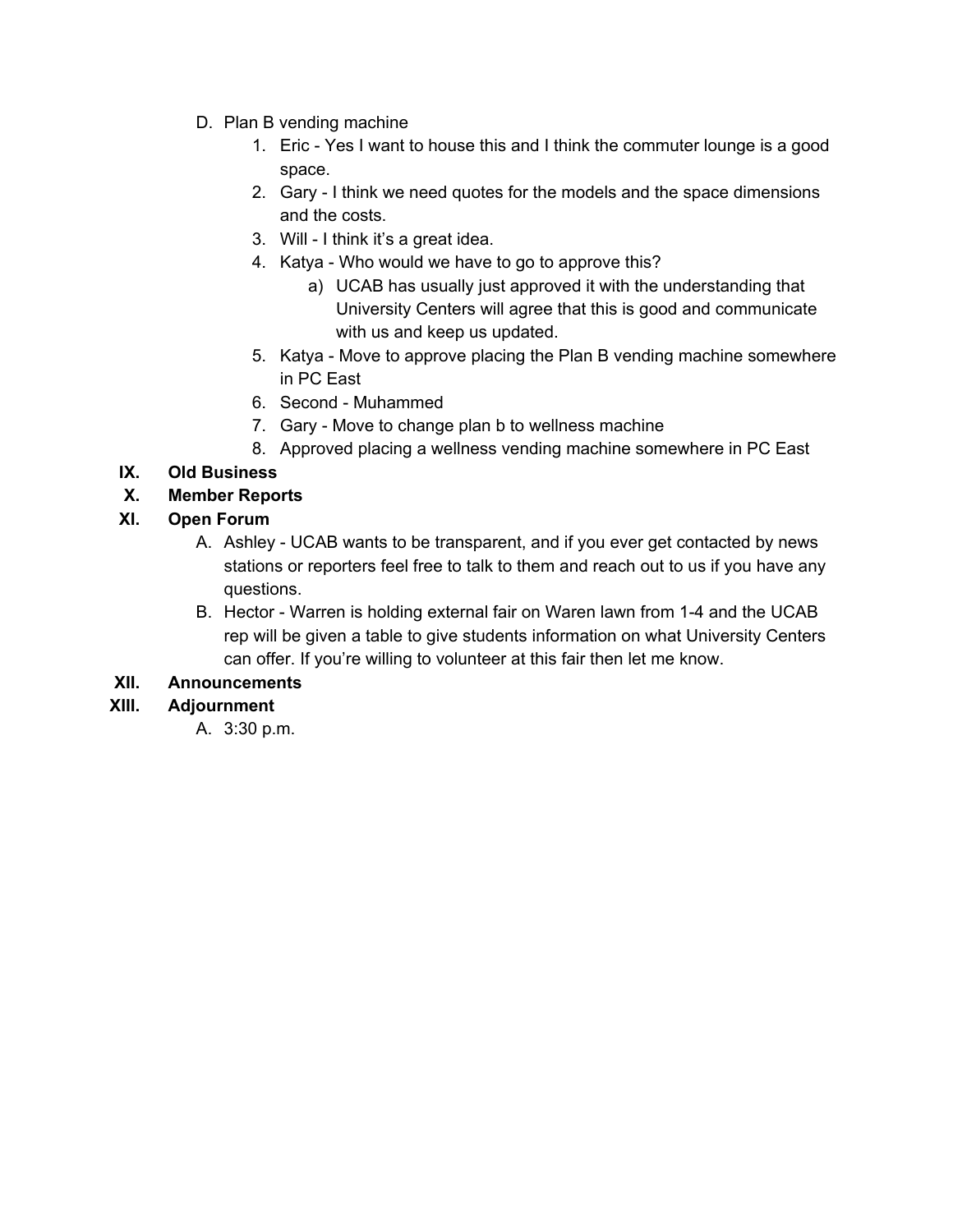D. Plan B vending machine
    1. Eric - Yes I want to house this and I think the commuter lounge is a good space.
    2. Gary - I think we need quotes for the models and the space dimensions and the costs.
    3. Will - I think it's a great idea.
    4. Katya - Who would we have to go to approve this?
        a) UCAB has usually just approved it with the understanding that University Centers will agree that this is good and communicate with us and keep us updated.
    5. Katya - Move to approve placing the Plan B vending machine somewhere in PC East
    6. Second - Muhammed
    7. Gary - Move to change plan b to wellness machine
    8. Approved placing a wellness vending machine somewhere in PC East

**IX. Old Business**

**X. Member Reports**

**XI. Open Forum**

A. Ashley - UCAB wants to be transparent, and if you ever get contacted by news stations or reporters feel free to talk to them and reach out to us if you have any questions.

B. Hector - Warren is holding external fair on Waren lawn from 1-4 and the UCAB rep will be given a table to give students information on what University Centers can offer. If you're willing to volunteer at this fair then let me know.

**XII. Announcements**

**XIII. Adjournment**

A. 3:30 p.m.